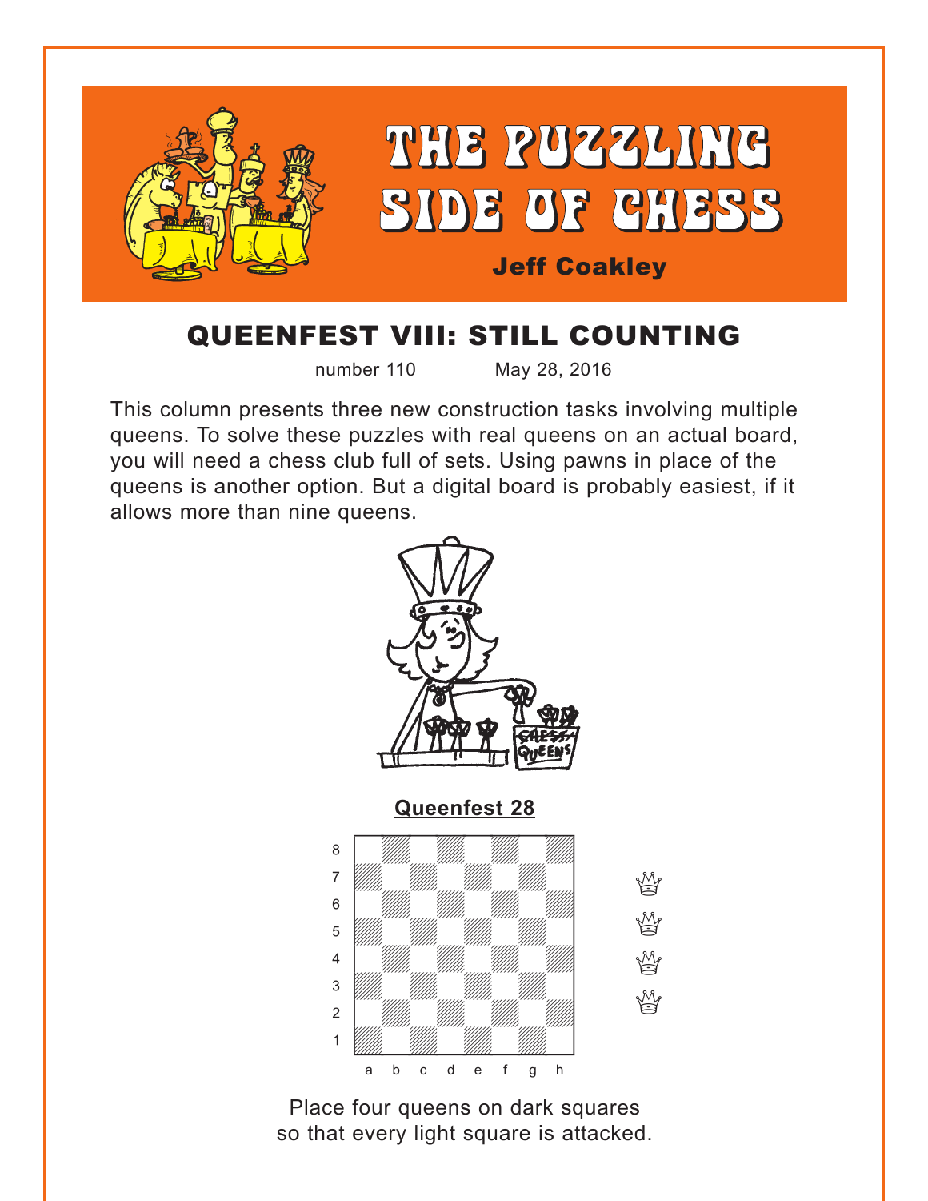# THE PUZZLING SIDE OF CHESS

**Jeff Coakley**

## QUEENFEST VIII: STILL COUNTING

number 110 May 28, 2016

This column presents three new construction tasks involving multiple queens. To solve these puzzles with real queens on an actual board, you will need a chess club full of sets. Using pawns in place of the queens is another option. But a digital board is probably easiest, if it allows more than nine queens.

### Queenfest 28

Place four queens on dark squares so that every light square is attacked.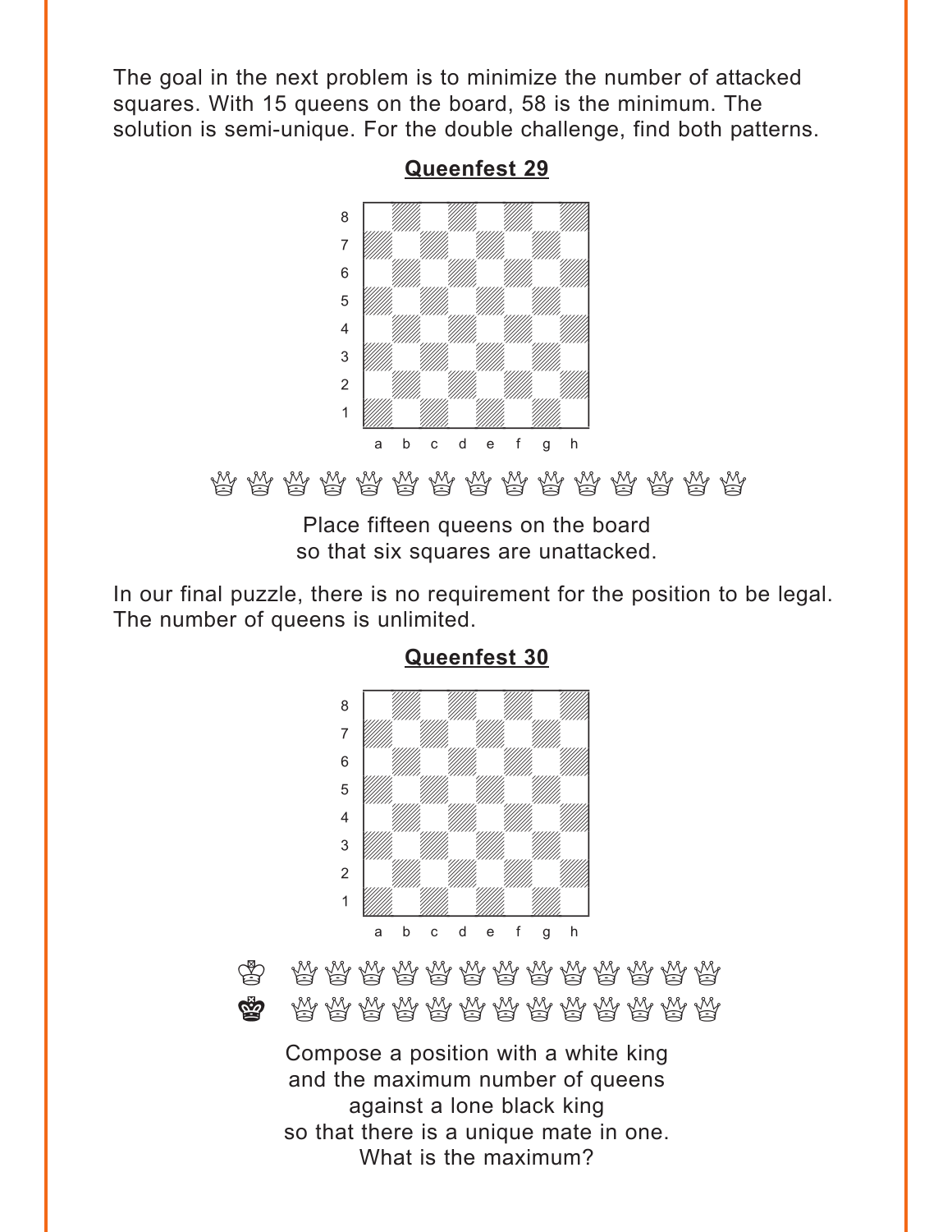The goal in the next problem is to minimize the number of attacked squares. With 15 queens on the board, 58 is the minimum. The solution is semi-unique. For the double challenge, find both patterns.

## Queenfest 29

Place fifteen queens on the board so that six squares are unattacked.

In our final puzzle, there is no requirement for the position to be legal. The number of queens is unlimited.

## Queenfest 30

Compose a position with a white king and the maximum number of queens against a lone black king so that there is a unique mate in one. What is the maximum?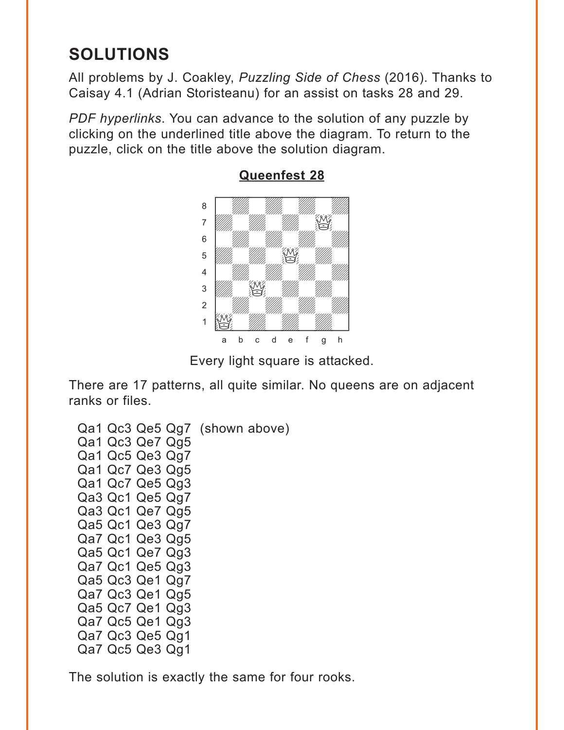# SOLUTIONS

All problems by J. Coakley, *Puzzling Side of Chess* (2016). Thanks to Caisay 4.1 (Adrian Storisteanu) for an assist on tasks 28 and 29.

*PDF hyperlinks*. You can advance to the solution of any puzzle by clicking on the underlined title above the diagram. To return to the puzzle, click on the title above the solution diagram.

## Queenfest 28

Every light square is attacked.

There are 17 patterns, all quite similar. No queens are on adjacent ranks or files.

```
Qa1 Qc3 Qe5 Qg7  (shown above)
Qa1 Qc3 Qe7 Qg5
Qa1 Qc5 Qe3 Qg7
Qa1 Qc7 Qe3 Qg5
Qa1 Qc7 Qe5 Qg3
Qa3 Qc1 Qe5 Qg7
Qa3 Qc1 Qe7 Qg5
Qa5 Qc1 Qe3 Qg7
Qa7 Qc1 Qe3 Qg5
Qa5 Qc1 Qe7 Qg3
Qa7 Qc1 Qe5 Qg3
Qa5 Qc3 Qe1 Qg7
Qa7 Qc3 Qe1 Qg5
Qa5 Qc7 Qe1 Qg3
Qa7 Qc5 Qe1 Qg3
Qa7 Qc3 Qe5 Qg1
Qa7 Qc5 Qe3 Qg1
```

The solution is exactly the same for four rooks.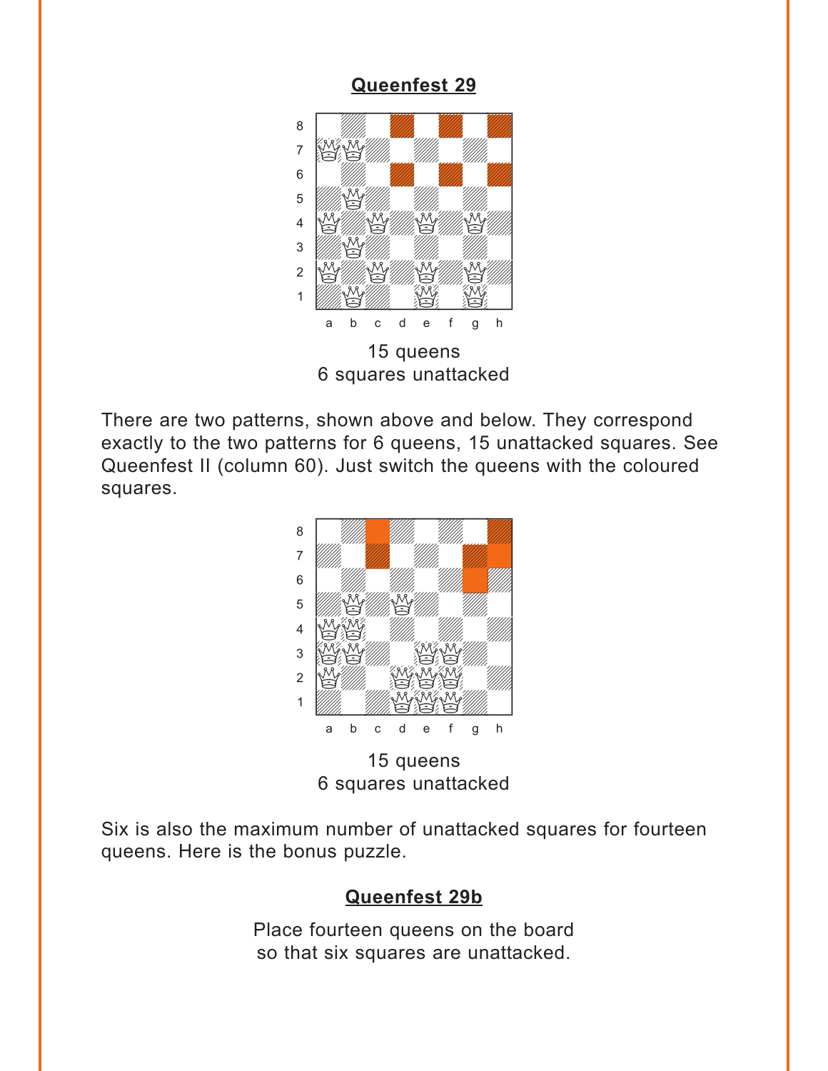**Queenfest 29**

15 queens
6 squares unattacked

There are two patterns, shown above and below. They correspond exactly to the two patterns for 6 queens, 15 unattacked squares. See Queenfest II (column 60). Just switch the queens with the coloured squares.

15 queens
6 squares unattacked

Six is also the maximum number of unattacked squares for fourteen queens. Here is the bonus puzzle.

**Queenfest 29b**

Place fourteen queens on the board
so that six squares are unattacked.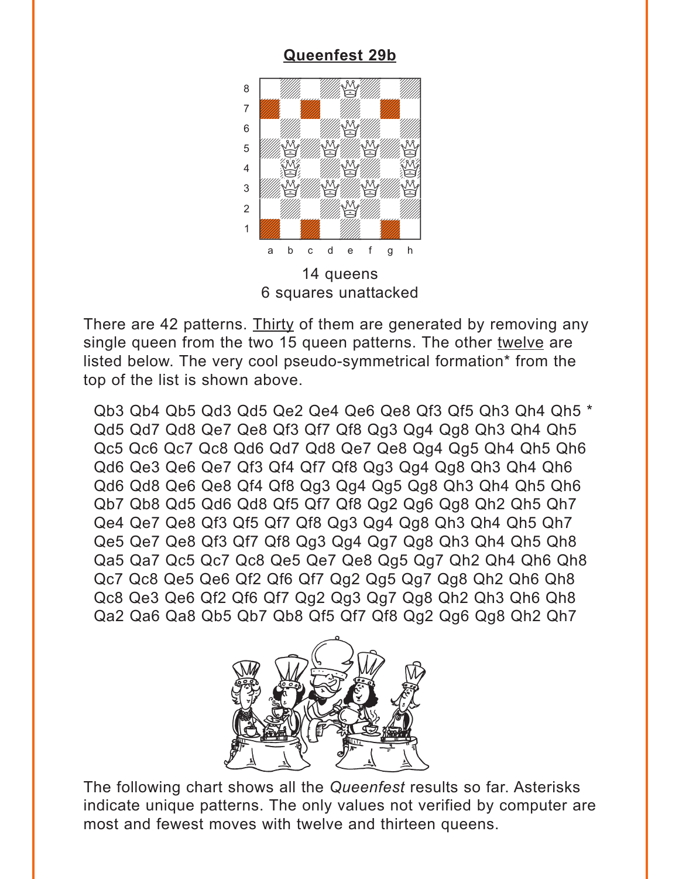## Queenfest 29b

14 queens
6 squares unattacked

There are 42 patterns. Thirty of them are generated by removing any single queen from the two 15 queen patterns. The other twelve are listed below. The very cool pseudo-symmetrical formation* from the top of the list is shown above.

Qb3 Qb4 Qb5 Qd3 Qd5 Qe2 Qe4 Qe6 Qe8 Qf3 Qf5 Qh3 Qh4 Qh5 *
Qd5 Qd7 Qd8 Qe7 Qe8 Qf3 Qf7 Qf8 Qg3 Qg4 Qg8 Qh3 Qh4 Qh5
Qc5 Qc6 Qc7 Qc8 Qd6 Qd7 Qd8 Qe7 Qe8 Qg4 Qg5 Qh4 Qh5 Qh6
Qd6 Qe3 Qe6 Qe7 Qf3 Qf4 Qf7 Qf8 Qg3 Qg4 Qg8 Qh3 Qh4 Qh6
Qd6 Qd8 Qe6 Qe8 Qf4 Qf8 Qg3 Qg4 Qg5 Qg8 Qh3 Qh4 Qh5 Qh6
Qb7 Qb8 Qd5 Qd6 Qd8 Qf5 Qf7 Qf8 Qg2 Qg6 Qg8 Qh2 Qh5 Qh7
Qe4 Qe7 Qe8 Qf3 Qf5 Qf7 Qf8 Qg3 Qg4 Qg8 Qh3 Qh4 Qh5 Qh7
Qe5 Qe7 Qe8 Qf3 Qf7 Qf8 Qg3 Qg4 Qg7 Qg8 Qh3 Qh4 Qh5 Qh8
Qa5 Qa7 Qc5 Qc7 Qc8 Qe5 Qe7 Qe8 Qg5 Qg7 Qh2 Qh4 Qh6 Qh8
Qc7 Qc8 Qe5 Qe6 Qf2 Qf6 Qf7 Qg2 Qg5 Qg7 Qg8 Qh2 Qh6 Qh8
Qc8 Qe3 Qe6 Qf2 Qf6 Qf7 Qg2 Qg3 Qg7 Qg8 Qh2 Qh3 Qh6 Qh8
Qa2 Qa6 Qa8 Qb5 Qb7 Qb8 Qf5 Qf7 Qf8 Qg2 Qg6 Qg8 Qh2 Qh7

The following chart shows all the *Queenfest* results so far. Asterisks indicate unique patterns. The only values not verified by computer are most and fewest moves with twelve and thirteen queens.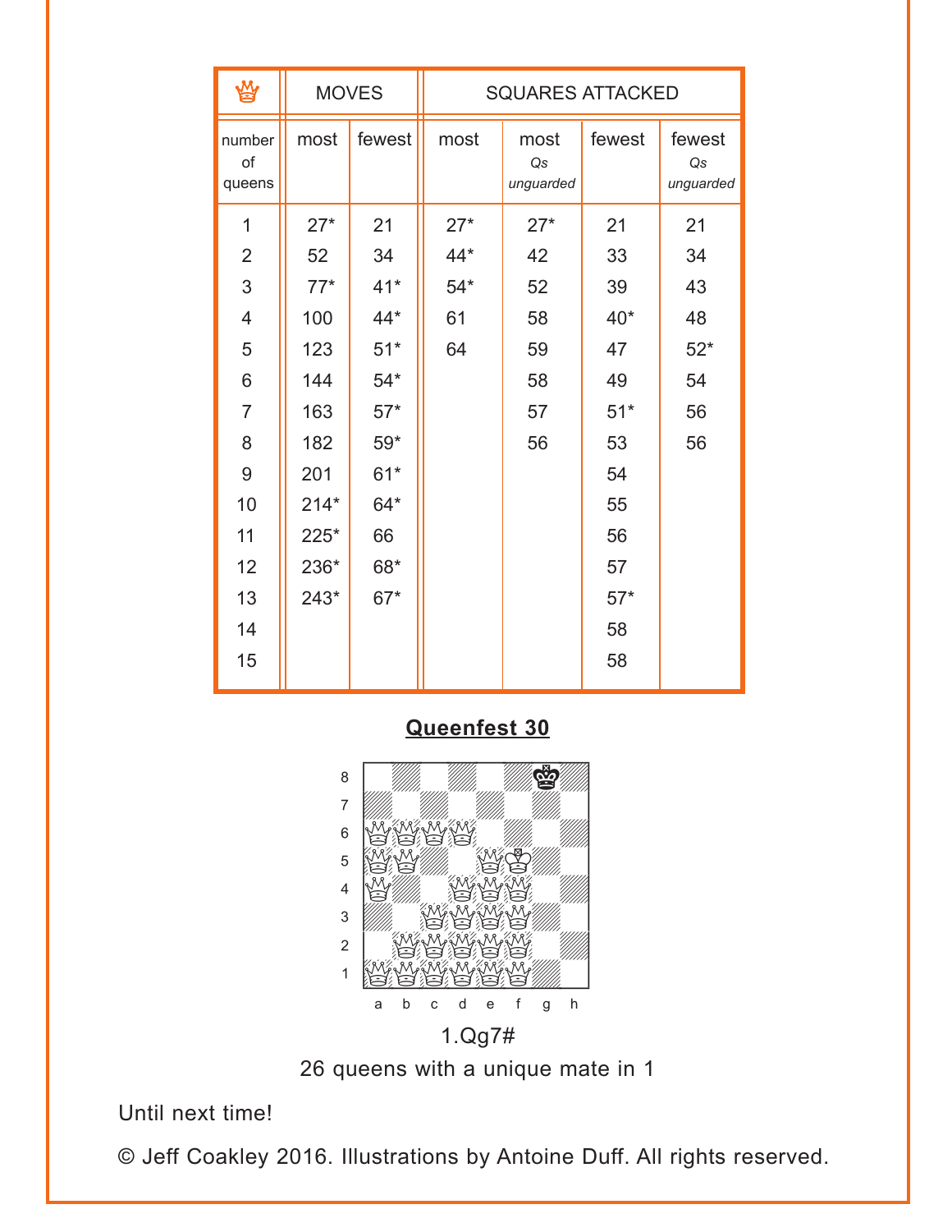| ♕ | MOVES | | SQUARES ATTACKED | | | |
|---|---|---|---|---|---|---|
| number of queens | most | fewest | most | most *Qs unguarded* | fewest | fewest *Qs unguarded* |
| 1 | 27* | 21 | 27* | 27* | 21 | 21 |
| 2 | 52 | 34 | 44* | 42 | 33 | 34 |
| 3 | 77* | 41* | 54* | 52 | 39 | 43 |
| 4 | 100 | 44* | 61 | 58 | 40* | 48 |
| 5 | 123 | 51* | 64 | 59 | 47 | 52* |
| 6 | 144 | 54* | | 58 | 49 | 54 |
| 7 | 163 | 57* | | 57 | 51* | 56 |
| 8 | 182 | 59* | | 56 | 53 | 56 |
| 9 | 201 | 61* | | | 54 | |
| 10 | 214* | 64* | | | 55 | |
| 11 | 225* | 66 | | | 56 | |
| 12 | 236* | 68* | | | 57 | |
| 13 | 243* | 67* | | | 57* | |
| 14 | | | | | 58 | |
| 15 | | | | | 58 | |

**<u>Queenfest 30</u>**

1.Qg7#

26 queens with a unique mate in 1

Until next time!

© Jeff Coakley 2016. Illustrations by Antoine Duff. All rights reserved.